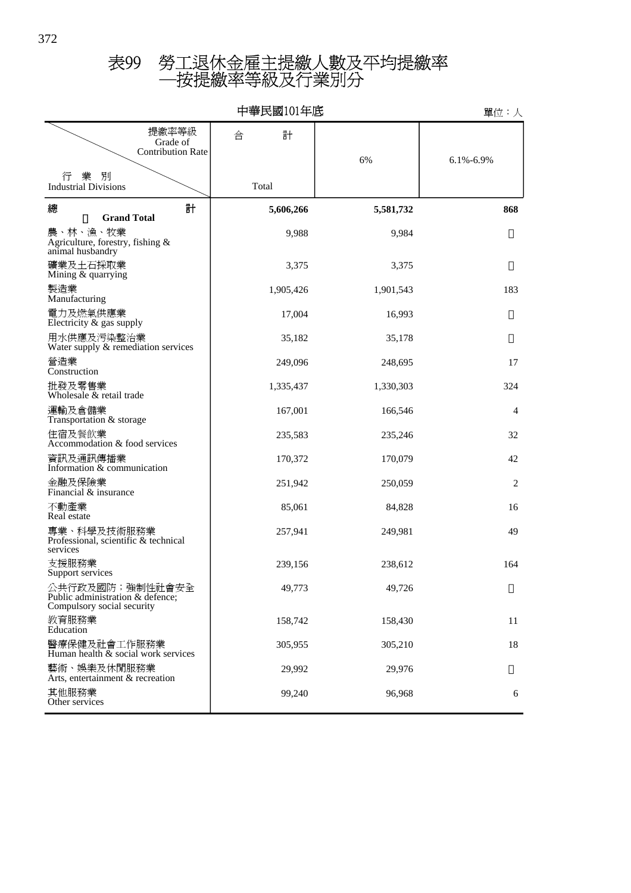# 表99 勞工退休金雇主提繳人數及平均提繳率—按提繳率等級及行業別分

中華民國101年底

單位：人

| 提繳率等級 Grade of Contribution Rate / 行業別 Industrial Divisions | 合計 Total | 6% | 6.1%-6.9% |
|---|---|---|---|
| 總計 **Grand Total** | **5,606,266** | **5,581,732** | **868** |
| 農、林、漁、牧業 Agriculture, forestry, fishing & animal husbandry | 9,988 | 9,984 | |
| 礦業及土石採取業 Mining & quarrying | 3,375 | 3,375 | |
| 製造業 Manufacturing | 1,905,426 | 1,901,543 | 183 |
| 電力及燃氣供應業 Electricity & gas supply | 17,004 | 16,993 | |
| 用水供應及污染整治業 Water supply & remediation services | 35,182 | 35,178 | |
| 營造業 Construction | 249,096 | 248,695 | 17 |
| 批發及零售業 Wholesale & retail trade | 1,335,437 | 1,330,303 | 324 |
| 運輸及倉儲業 Transportation & storage | 167,001 | 166,546 | 4 |
| 住宿及餐飲業 Accommodation & food services | 235,583 | 235,246 | 32 |
| 資訊及通訊傳播業 Information & communication | 170,372 | 170,079 | 42 |
| 金融及保險業 Financial & insurance | 251,942 | 250,059 | 2 |
| 不動產業 Real estate | 85,061 | 84,828 | 16 |
| 專業、科學及技術服務業 Professional, scientific & technical services | 257,941 | 249,981 | 49 |
| 支援服務業 Support services | 239,156 | 238,612 | 164 |
| 公共行政及國防；強制性社會安全 Public administration & defence; Compulsory social security | 49,773 | 49,726 | |
| 教育服務業 Education | 158,742 | 158,430 | 11 |
| 醫療保健及社會工作服務業 Human health & social work services | 305,955 | 305,210 | 18 |
| 藝術、娛樂及休閒服務業 Arts, entertainment & recreation | 29,992 | 29,976 | |
| 其他服務業 Other services | 99,240 | 96,968 | 6 |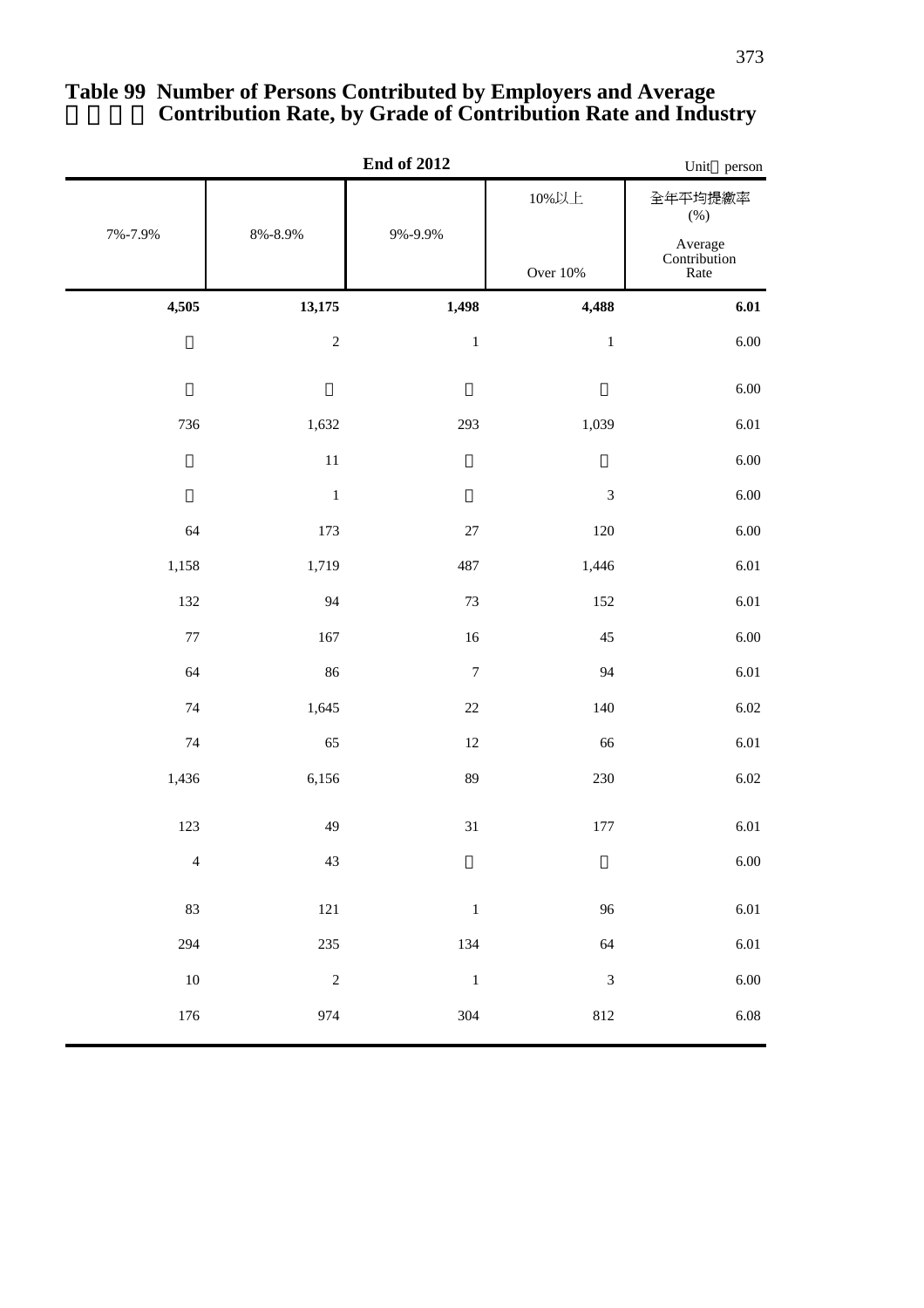# Table 99 Number of Persons Contributed by Employers and Average Contribution Rate, by Grade of Contribution Rate and Industry

**End of 2012**

Unit person

| 7%-7.9% | 8%-8.9% | 9%-9.9% | 10%以上 Over 10% | 全年平均提繳率 (%) Average Contribution Rate |
|---|---|---|---|---|
| **4,505** | **13,175** | **1,498** | **4,488** | **6.01** |
|  | 2 | 1 | 1 | 6.00 |
|  |  |  |  | 6.00 |
| 736 | 1,632 | 293 | 1,039 | 6.01 |
|  | 11 |  |  | 6.00 |
|  | 1 |  | 3 | 6.00 |
| 64 | 173 | 27 | 120 | 6.00 |
| 1,158 | 1,719 | 487 | 1,446 | 6.01 |
| 132 | 94 | 73 | 152 | 6.01 |
| 77 | 167 | 16 | 45 | 6.00 |
| 64 | 86 | 7 | 94 | 6.01 |
| 74 | 1,645 | 22 | 140 | 6.02 |
| 74 | 65 | 12 | 66 | 6.01 |
| 1,436 | 6,156 | 89 | 230 | 6.02 |
| 123 | 49 | 31 | 177 | 6.01 |
| 4 | 43 |  |  | 6.00 |
| 83 | 121 | 1 | 96 | 6.01 |
| 294 | 235 | 134 | 64 | 6.01 |
| 10 | 2 | 1 | 3 | 6.00 |
| 176 | 974 | 304 | 812 | 6.08 |